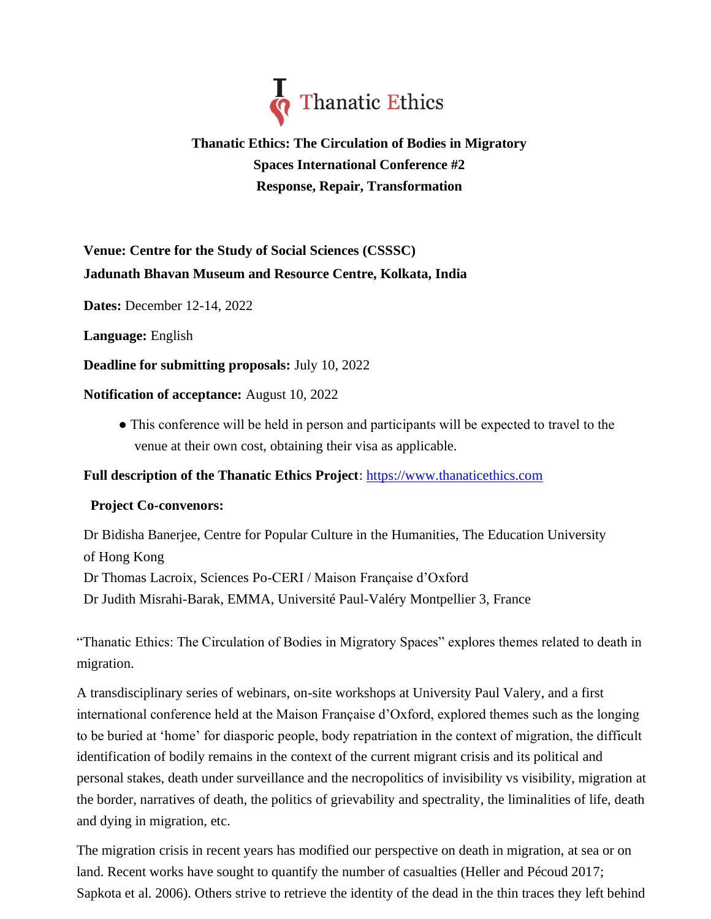Thanatic Ethics

**Thanatic Ethics: The Circulation of Bodies in Migratory Spaces International Conference #2**
**Response, Repair, Transformation**

**Venue: Centre for the Study of Social Sciences (CSSSC)**
**Jadunath Bhavan Museum and Resource Centre, Kolkata, India**

**Dates:** December 12-14, 2022

**Language:** English

**Deadline for submitting proposals:** July 10, 2022

**Notification of acceptance:** August 10, 2022

- This conference will be held in person and participants will be expected to travel to the venue at their own cost, obtaining their visa as applicable.

**Full description of the Thanatic Ethics Project**: https://www.thanaticethics.com

**Project Co-convenors:**

Dr Bidisha Banerjee, Centre for Popular Culture in the Humanities, The Education University of Hong Kong
Dr Thomas Lacroix, Sciences Po-CERI / Maison Française d'Oxford
Dr Judith Misrahi-Barak, EMMA, Université Paul-Valéry Montpellier 3, France

"Thanatic Ethics: The Circulation of Bodies in Migratory Spaces" explores themes related to death in migration.

A transdisciplinary series of webinars, on-site workshops at University Paul Valery, and a first international conference held at the Maison Française d'Oxford, explored themes such as the longing to be buried at 'home' for diasporic people, body repatriation in the context of migration, the difficult identification of bodily remains in the context of the current migrant crisis and its political and personal stakes, death under surveillance and the necropolitics of invisibility vs visibility, migration at the border, narratives of death, the politics of grievability and spectrality, the liminalities of life, death and dying in migration, etc.

The migration crisis in recent years has modified our perspective on death in migration, at sea or on land. Recent works have sought to quantify the number of casualties (Heller and Pécoud 2017; Sapkota et al. 2006). Others strive to retrieve the identity of the dead in the thin traces they left behind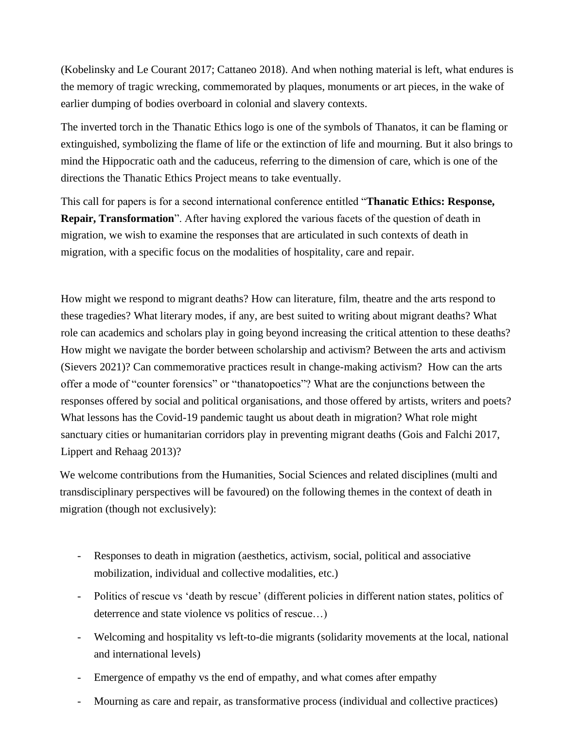(Kobelinsky and Le Courant 2017; Cattaneo 2018). And when nothing material is left, what endures is the memory of tragic wrecking, commemorated by plaques, monuments or art pieces, in the wake of earlier dumping of bodies overboard in colonial and slavery contexts.

The inverted torch in the Thanatic Ethics logo is one of the symbols of Thanatos, it can be flaming or extinguished, symbolizing the flame of life or the extinction of life and mourning. But it also brings to mind the Hippocratic oath and the caduceus, referring to the dimension of care, which is one of the directions the Thanatic Ethics Project means to take eventually.

This call for papers is for a second international conference entitled "**Thanatic Ethics: Response, Repair, Transformation**". After having explored the various facets of the question of death in migration, we wish to examine the responses that are articulated in such contexts of death in migration, with a specific focus on the modalities of hospitality, care and repair.

How might we respond to migrant deaths? How can literature, film, theatre and the arts respond to these tragedies? What literary modes, if any, are best suited to writing about migrant deaths? What role can academics and scholars play in going beyond increasing the critical attention to these deaths? How might we navigate the border between scholarship and activism? Between the arts and activism (Sievers 2021)? Can commemorative practices result in change-making activism? How can the arts offer a mode of "counter forensics" or "thanatopoetics"? What are the conjunctions between the responses offered by social and political organisations, and those offered by artists, writers and poets? What lessons has the Covid-19 pandemic taught us about death in migration? What role might sanctuary cities or humanitarian corridors play in preventing migrant deaths (Gois and Falchi 2017, Lippert and Rehaag 2013)?

We welcome contributions from the Humanities, Social Sciences and related disciplines (multi and transdisciplinary perspectives will be favoured) on the following themes in the context of death in migration (though not exclusively):

- Responses to death in migration (aesthetics, activism, social, political and associative mobilization, individual and collective modalities, etc.)
- Politics of rescue vs 'death by rescue' (different policies in different nation states, politics of deterrence and state violence vs politics of rescue…)
- Welcoming and hospitality vs left-to-die migrants (solidarity movements at the local, national and international levels)
- Emergence of empathy vs the end of empathy, and what comes after empathy
- Mourning as care and repair, as transformative process (individual and collective practices)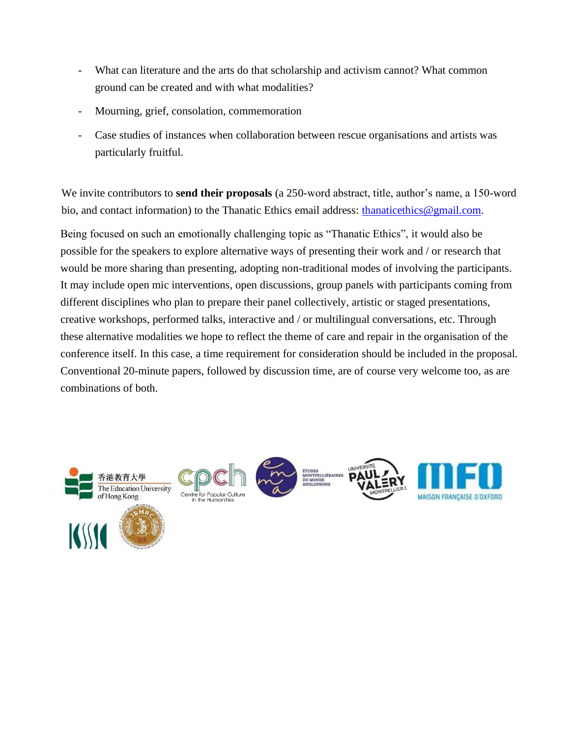- What can literature and the arts do that scholarship and activism cannot? What common ground can be created and with what modalities?
- Mourning, grief, consolation, commemoration
- Case studies of instances when collaboration between rescue organisations and artists was particularly fruitful.

We invite contributors to **send their proposals** (a 250-word abstract, title, author's name, a 150-word bio, and contact information) to the Thanatic Ethics email address: thanaticethics@gmail.com.

Being focused on such an emotionally challenging topic as "Thanatic Ethics", it would also be possible for the speakers to explore alternative ways of presenting their work and / or research that would be more sharing than presenting, adopting non-traditional modes of involving the participants. It may include open mic interventions, open discussions, group panels with participants coming from different disciplines who plan to prepare their panel collectively, artistic or staged presentations, creative workshops, performed talks, interactive and / or multilingual conversations, etc. Through these alternative modalities we hope to reflect the theme of care and repair in the organisation of the conference itself. In this case, a time requirement for consideration should be included in the proposal. Conventional 20-minute papers, followed by discussion time, are of course very welcome too, as are combinations of both.

香港教育大學 The Education University of Hong Kong

Centre for Popular Culture in the Humanities

Études Montpelliéraines du Monde Anglophone

Université Paul Valéry Montpellier 3

Maison Française d'Oxford